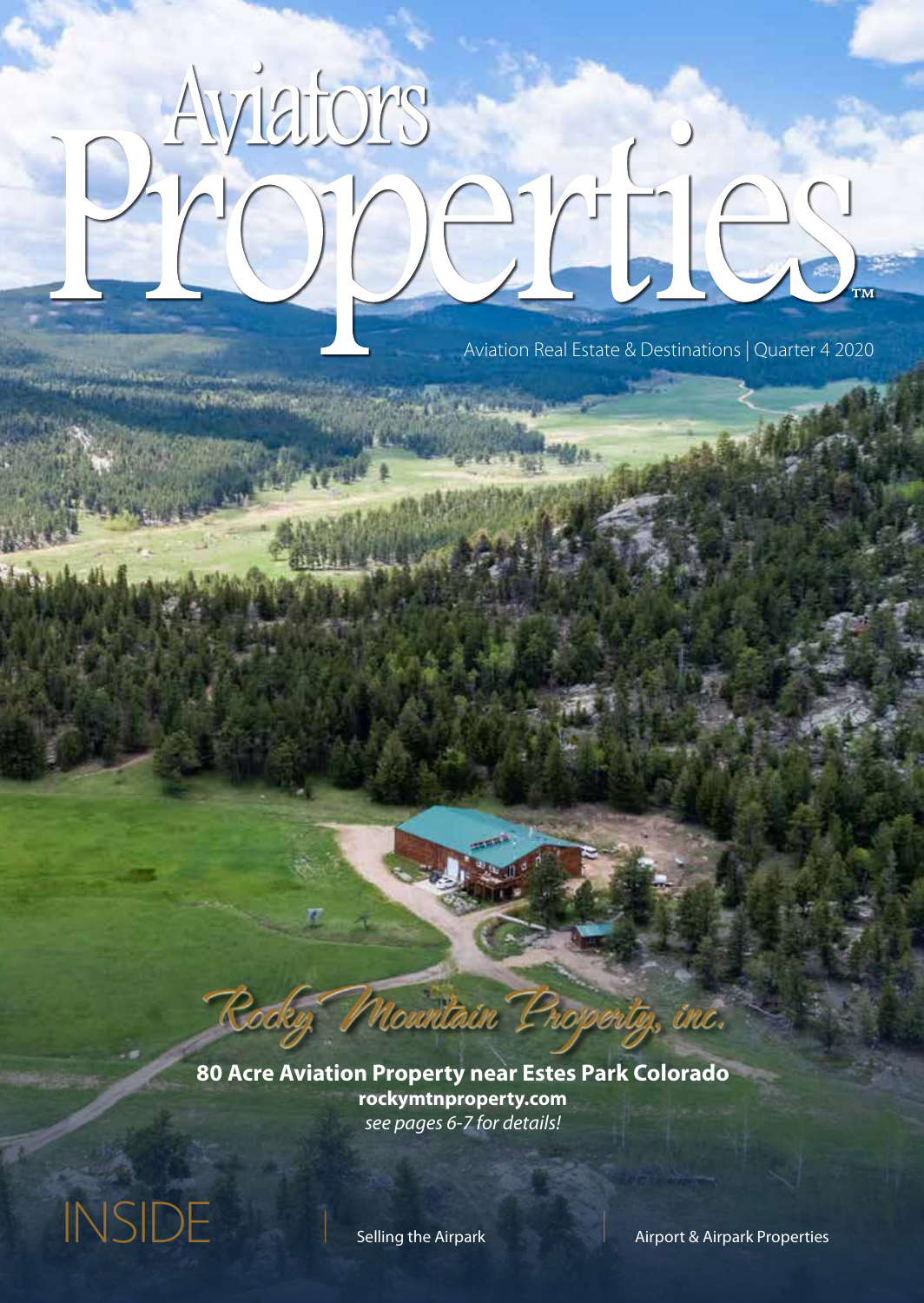# Aviators Properties™

Aviation Real Estate & Destinations | Quarter 4 2020

Rocky Mountain Property, inc.

**80 Acre Aviation Property near Estes Park Colorado**

**rockymtnproperty.com**

*see pages 6-7 for details!*

INSIDE | Selling the Airpark | Airport & Airpark Properties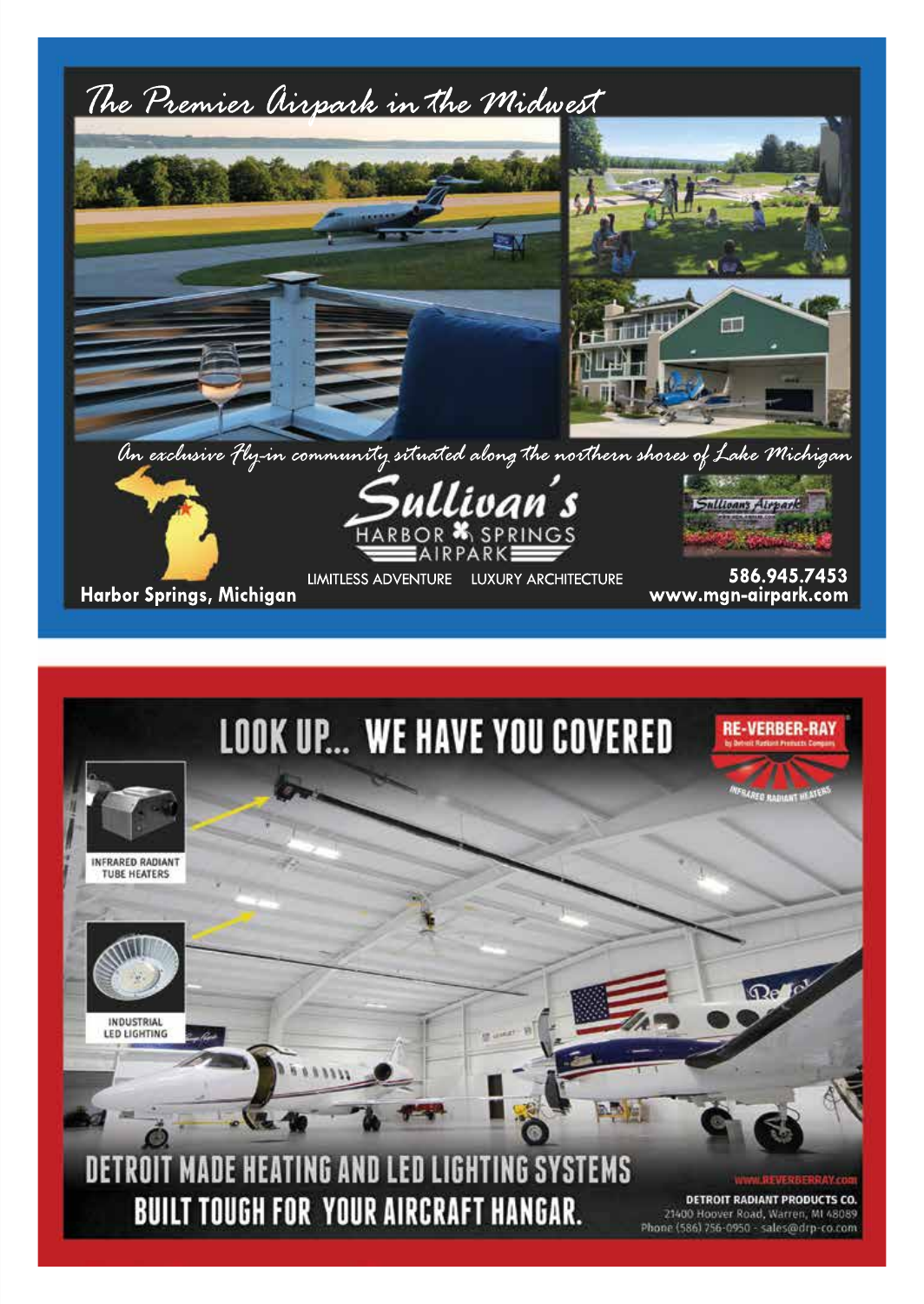# The Premier Airpark in the Midwest

*An exclusive Fly-in community situated along the northern shores of Lake Michigan*

**Sullivan's**
HARBOR SPRINGS
AIRPARK

Sullivans Airpark

**Harbor Springs, Michigan**

LIMITLESS ADVENTURE LUXURY ARCHITECTURE

**586.945.7453**
**www.mgn-airpark.com**

---

# LOOK UP... WE HAVE YOU COVERED

**RE-VERBER-RAY**
by Detroit Radiant Products Company
INFRARED RADIANT HEATERS

INFRARED RADIANT TUBE HEATERS

INDUSTRIAL LED LIGHTING

## DETROIT MADE HEATING AND LED LIGHTING SYSTEMS BUILT TOUGH FOR YOUR AIRCRAFT HANGAR.

WWW.REVERBERRAY.com

**DETROIT RADIANT PRODUCTS CO.**
21400 Hoover Road, Warren, MI 48089
Phone (586) 756-0950 - sales@drp-co.com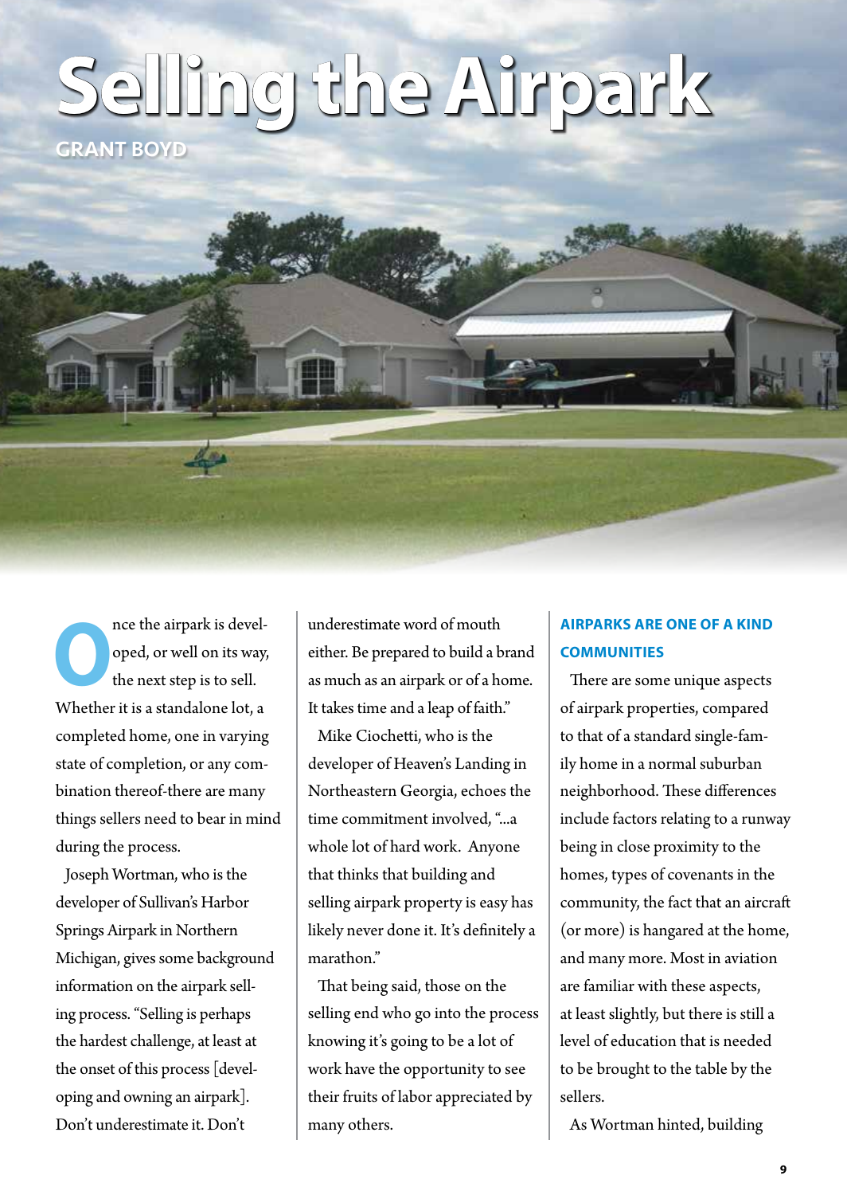# Selling the Airpark

**GRANT BOYD**

Once the airpark is developed, or well on its way, the next step is to sell. Whether it is a standalone lot, a completed home, one in varying state of completion, or any combination thereof-there are many things sellers need to bear in mind during the process.

Joseph Wortman, who is the developer of Sullivan's Harbor Springs Airpark in Northern Michigan, gives some background information on the airpark selling process. "Selling is perhaps the hardest challenge, at least at the onset of this process [developing and owning an airpark]. Don't underestimate it. Don't underestimate word of mouth either. Be prepared to build a brand as much as an airpark or of a home. It takes time and a leap of faith."

Mike Ciochetti, who is the developer of Heaven's Landing in Northeastern Georgia, echoes the time commitment involved, "...a whole lot of hard work. Anyone that thinks that building and selling airpark property is easy has likely never done it. It's definitely a marathon."

That being said, those on the selling end who go into the process knowing it's going to be a lot of work have the opportunity to see their fruits of labor appreciated by many others.

## AIRPARKS ARE ONE OF A KIND COMMUNITIES

There are some unique aspects of airpark properties, compared to that of a standard single-family home in a normal suburban neighborhood. These differences include factors relating to a runway being in close proximity to the homes, types of covenants in the community, the fact that an aircraft (or more) is hangared at the home, and many more. Most in aviation are familiar with these aspects, at least slightly, but there is still a level of education that is needed to be brought to the table by the sellers.

As Wortman hinted, building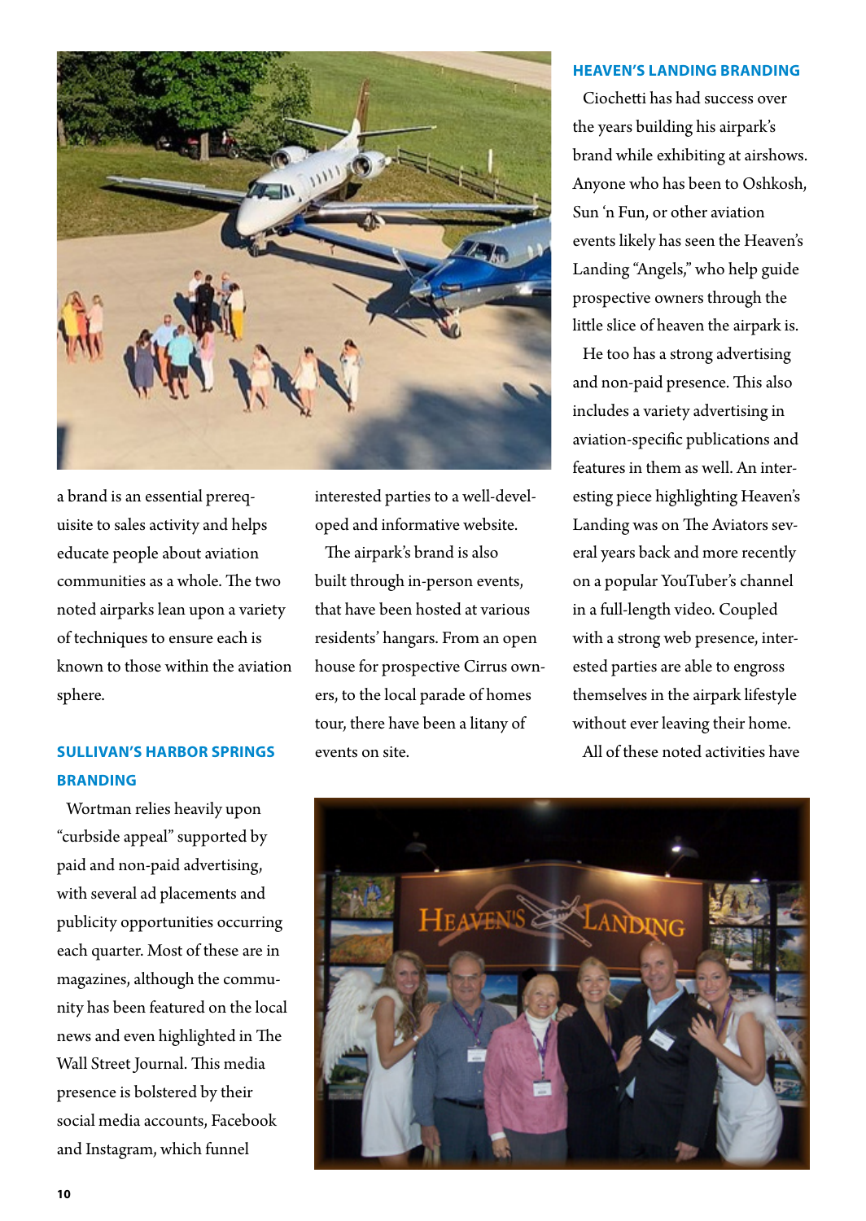a brand is an essential prerequisite to sales activity and helps educate people about aviation communities as a whole. The two noted airparks lean upon a variety of techniques to ensure each is known to those within the aviation sphere.

### SULLIVAN'S HARBOR SPRINGS BRANDING

Wortman relies heavily upon "curbside appeal" supported by paid and non-paid advertising, with several ad placements and publicity opportunities occurring each quarter. Most of these are in magazines, although the community has been featured on the local news and even highlighted in The Wall Street Journal. This media presence is bolstered by their social media accounts, Facebook and Instagram, which funnel interested parties to a well-developed and informative website.

The airpark's brand is also built through in-person events, that have been hosted at various residents' hangars. From an open house for prospective Cirrus owners, to the local parade of homes tour, there have been a litany of events on site.

### HEAVEN'S LANDING BRANDING

Ciochetti has had success over the years building his airpark's brand while exhibiting at airshows. Anyone who has been to Oshkosh, Sun 'n Fun, or other aviation events likely has seen the Heaven's Landing "Angels," who help guide prospective owners through the little slice of heaven the airpark is.

He too has a strong advertising and non-paid presence. This also includes a variety advertising in aviation-specific publications and features in them as well. An interesting piece highlighting Heaven's Landing was on The Aviators several years back and more recently on a popular YouTuber's channel in a full-length video. Coupled with a strong web presence, interested parties are able to engross themselves in the airpark lifestyle without ever leaving their home.

All of these noted activities have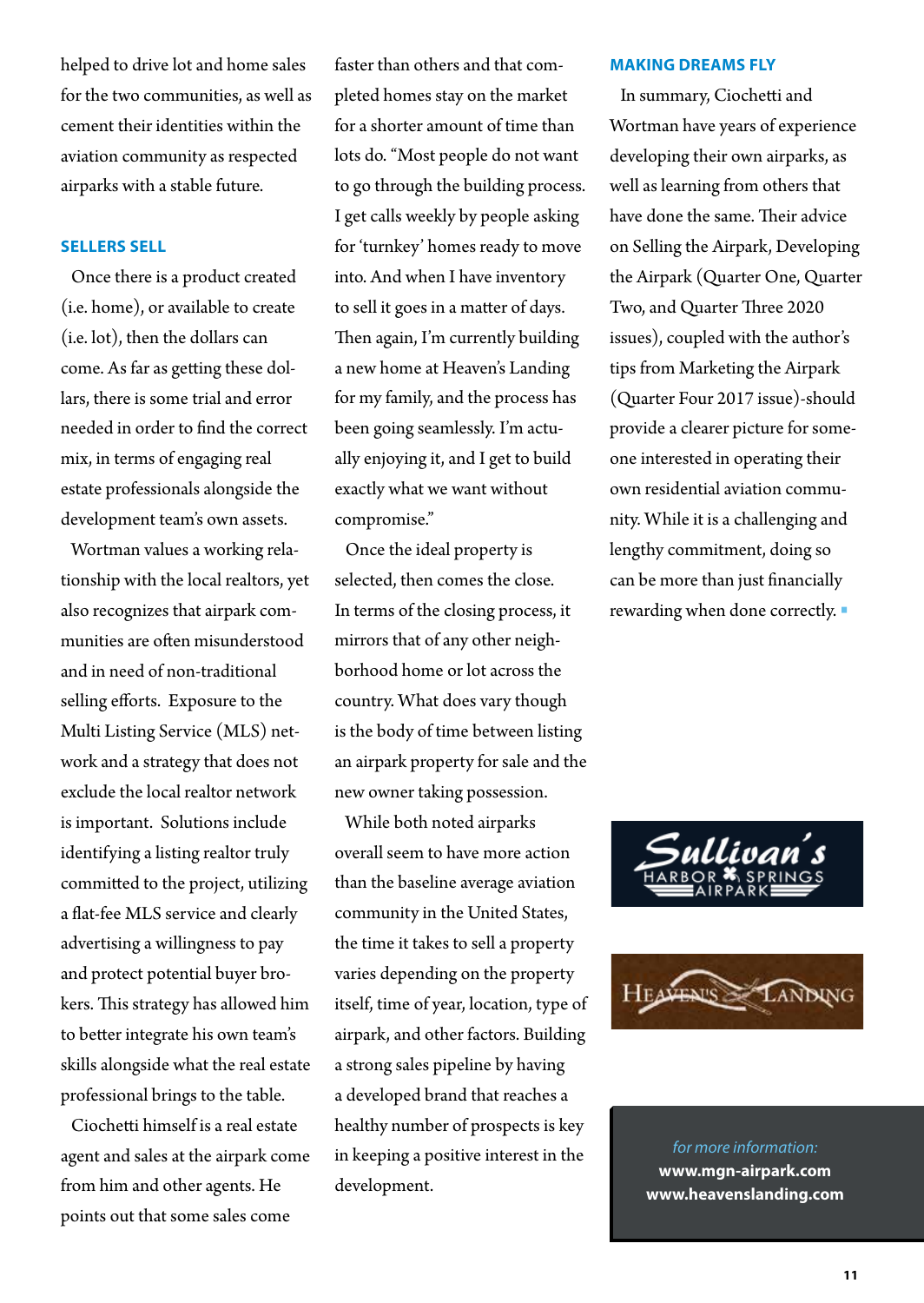helped to drive lot and home sales for the two communities, as well as cement their identities within the aviation community as respected airparks with a stable future.

## SELLERS SELL

Once there is a product created (i.e. home), or available to create (i.e. lot), then the dollars can come. As far as getting these dollars, there is some trial and error needed in order to find the correct mix, in terms of engaging real estate professionals alongside the development team's own assets.

Wortman values a working relationship with the local realtors, yet also recognizes that airpark communities are often misunderstood and in need of non-traditional selling efforts. Exposure to the Multi Listing Service (MLS) network and a strategy that does not exclude the local realtor network is important. Solutions include identifying a listing realtor truly committed to the project, utilizing a flat-fee MLS service and clearly advertising a willingness to pay and protect potential buyer brokers. This strategy has allowed him to better integrate his own team's skills alongside what the real estate professional brings to the table.

Ciochetti himself is a real estate agent and sales at the airpark come from him and other agents. He points out that some sales come faster than others and that completed homes stay on the market for a shorter amount of time than lots do. "Most people do not want to go through the building process. I get calls weekly by people asking for 'turnkey' homes ready to move into. And when I have inventory to sell it goes in a matter of days. Then again, I'm currently building a new home at Heaven's Landing for my family, and the process has been going seamlessly. I'm actually enjoying it, and I get to build exactly what we want without compromise."

Once the ideal property is selected, then comes the close. In terms of the closing process, it mirrors that of any other neighborhood home or lot across the country. What does vary though is the body of time between listing an airpark property for sale and the new owner taking possession.

While both noted airparks overall seem to have more action than the baseline average aviation community in the United States, the time it takes to sell a property varies depending on the property itself, time of year, location, type of airpark, and other factors. Building a strong sales pipeline by having a developed brand that reaches a healthy number of prospects is key in keeping a positive interest in the development.

## MAKING DREAMS FLY

In summary, Ciochetti and Wortman have years of experience developing their own airparks, as well as learning from others that have done the same. Their advice on Selling the Airpark, Developing the Airpark (Quarter One, Quarter Two, and Quarter Three 2020 issues), coupled with the author's tips from Marketing the Airpark (Quarter Four 2017 issue)-should provide a clearer picture for someone interested in operating their own residential aviation community. While it is a challenging and lengthy commitment, doing so can be more than just financially rewarding when done correctly.

Sullivan's Harbor Springs Airpark

Heaven's Landing

*for more information:*
**www.mgn-airpark.com**
**www.heavenslanding.com**